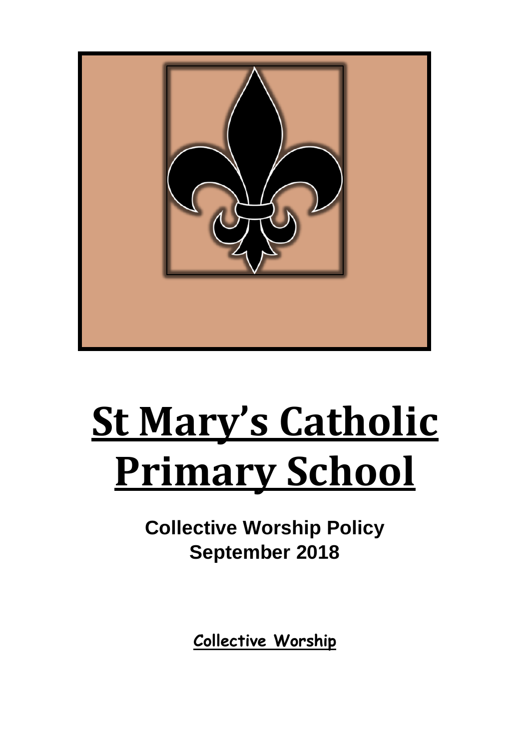# St Mary's Catholic Primary School

**Collective Worship Policy**
**September 2018**

**Collective Worship**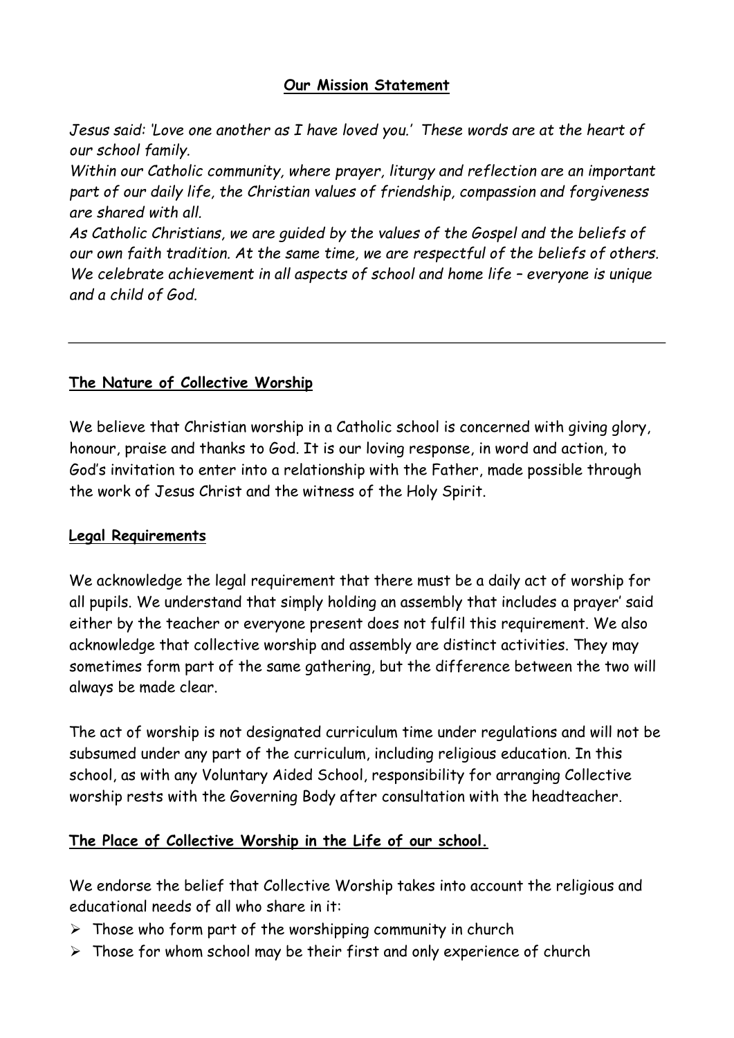## **Our Mission Statement**

*Jesus said: 'Love one another as I have loved you.' These words are at the heart of our school family.*
*Within our Catholic community, where prayer, liturgy and reflection are an important part of our daily life, the Christian values of friendship, compassion and forgiveness are shared with all.*
*As Catholic Christians, we are guided by the values of the Gospel and the beliefs of our own faith tradition. At the same time, we are respectful of the beliefs of others. We celebrate achievement in all aspects of school and home life – everyone is unique and a child of God.*

---

## **The Nature of Collective Worship**

We believe that Christian worship in a Catholic school is concerned with giving glory, honour, praise and thanks to God. It is our loving response, in word and action, to God's invitation to enter into a relationship with the Father, made possible through the work of Jesus Christ and the witness of the Holy Spirit.

## **Legal Requirements**

We acknowledge the legal requirement that there must be a daily act of worship for all pupils. We understand that simply holding an assembly that includes a prayer' said either by the teacher or everyone present does not fulfil this requirement. We also acknowledge that collective worship and assembly are distinct activities. They may sometimes form part of the same gathering, but the difference between the two will always be made clear.

The act of worship is not designated curriculum time under regulations and will not be subsumed under any part of the curriculum, including religious education. In this school, as with any Voluntary Aided School, responsibility for arranging Collective worship rests with the Governing Body after consultation with the headteacher.

## **The Place of Collective Worship in the Life of our school.**

We endorse the belief that Collective Worship takes into account the religious and educational needs of all who share in it:

- Those who form part of the worshipping community in church
- Those for whom school may be their first and only experience of church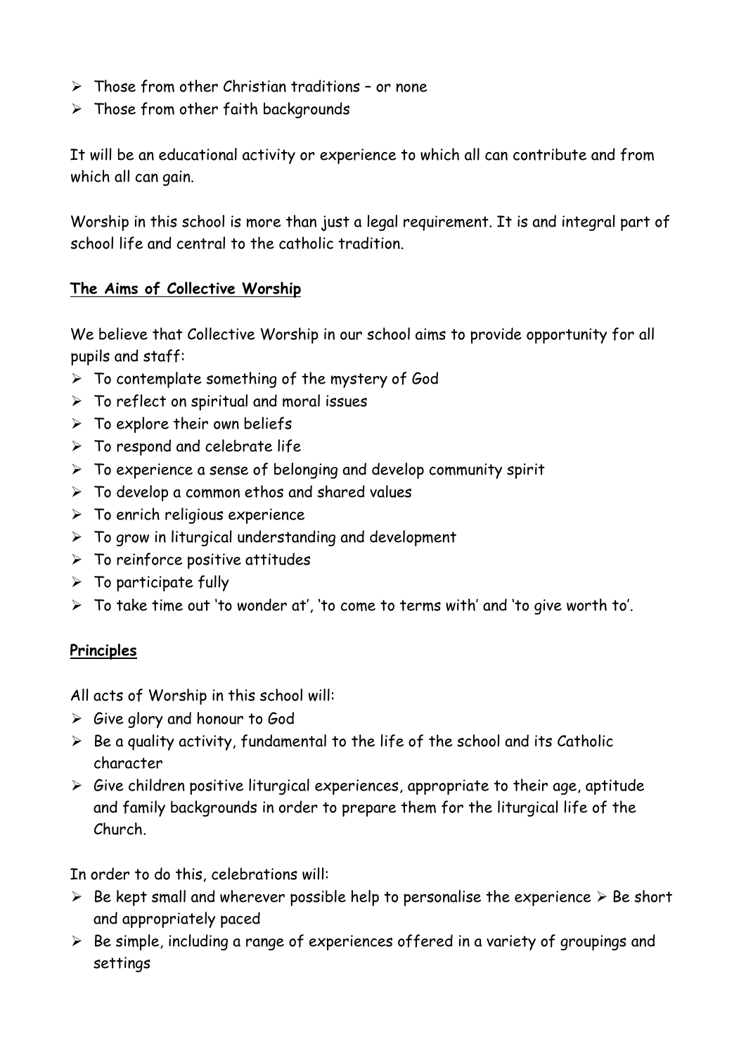- Those from other Christian traditions – or none
- Those from other faith backgrounds

It will be an educational activity or experience to which all can contribute and from which all can gain.

Worship in this school is more than just a legal requirement. It is and integral part of school life and central to the catholic tradition.

**The Aims of Collective Worship**

We believe that Collective Worship in our school aims to provide opportunity for all pupils and staff:

- To contemplate something of the mystery of God
- To reflect on spiritual and moral issues
- To explore their own beliefs
- To respond and celebrate life
- To experience a sense of belonging and develop community spirit
- To develop a common ethos and shared values
- To enrich religious experience
- To grow in liturgical understanding and development
- To reinforce positive attitudes
- To participate fully
- To take time out 'to wonder at', 'to come to terms with' and 'to give worth to'.

**Principles**

All acts of Worship in this school will:

- Give glory and honour to God
- Be a quality activity, fundamental to the life of the school and its Catholic character
- Give children positive liturgical experiences, appropriate to their age, aptitude and family backgrounds in order to prepare them for the liturgical life of the Church.

In order to do this, celebrations will:

- Be kept small and wherever possible help to personalise the experience
- Be short and appropriately paced
- Be simple, including a range of experiences offered in a variety of groupings and settings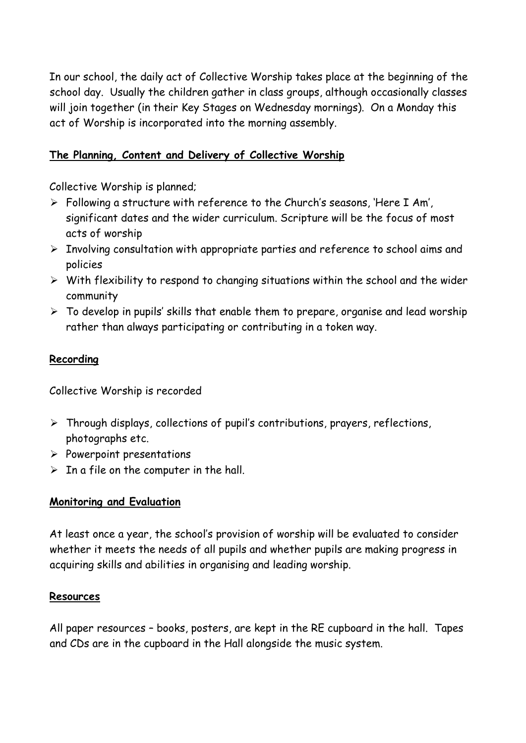In our school, the daily act of Collective Worship takes place at the beginning of the school day. Usually the children gather in class groups, although occasionally classes will join together (in their Key Stages on Wednesday mornings). On a Monday this act of Worship is incorporated into the morning assembly.

## **The Planning, Content and Delivery of Collective Worship**

Collective Worship is planned;

- Following a structure with reference to the Church's seasons, 'Here I Am', significant dates and the wider curriculum. Scripture will be the focus of most acts of worship
- Involving consultation with appropriate parties and reference to school aims and policies
- With flexibility to respond to changing situations within the school and the wider community
- To develop in pupils' skills that enable them to prepare, organise and lead worship rather than always participating or contributing in a token way.

## **Recording**

Collective Worship is recorded

- Through displays, collections of pupil's contributions, prayers, reflections, photographs etc.
- Powerpoint presentations
- In a file on the computer in the hall.

## **Monitoring and Evaluation**

At least once a year, the school's provision of worship will be evaluated to consider whether it meets the needs of all pupils and whether pupils are making progress in acquiring skills and abilities in organising and leading worship.

## **Resources**

All paper resources – books, posters, are kept in the RE cupboard in the hall. Tapes and CDs are in the cupboard in the Hall alongside the music system.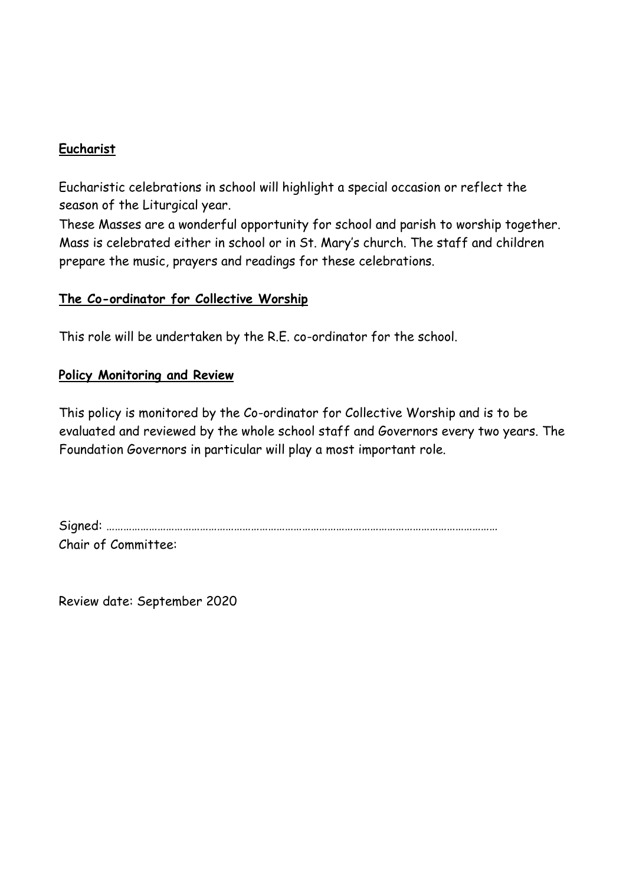**Eucharist**

Eucharistic celebrations in school will highlight a special occasion or reflect the season of the Liturgical year.
These Masses are a wonderful opportunity for school and parish to worship together. Mass is celebrated either in school or in St. Mary's church. The staff and children prepare the music, prayers and readings for these celebrations.

**The Co-ordinator for Collective Worship**

This role will be undertaken by the R.E. co-ordinator for the school.

**Policy Monitoring and Review**

This policy is monitored by the Co-ordinator for Collective Worship and is to be evaluated and reviewed by the whole school staff and Governors every two years. The Foundation Governors in particular will play a most important role.

Signed: ……………………………………………………………………………………………………………………
Chair of Committee:

Review date: September 2020